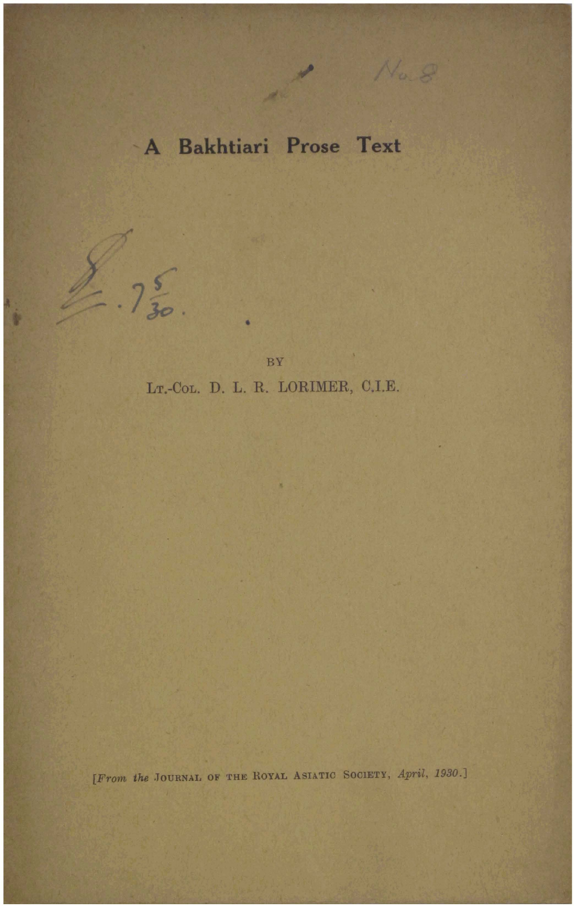# A Bakhtiari Prose Text

BY

LT.-COL. D. L. R. LORIMER, C.I.E.

[*From the* JOURNAL OF THE ROYAL ASIATIC SOCIETY, *April, 1930.*]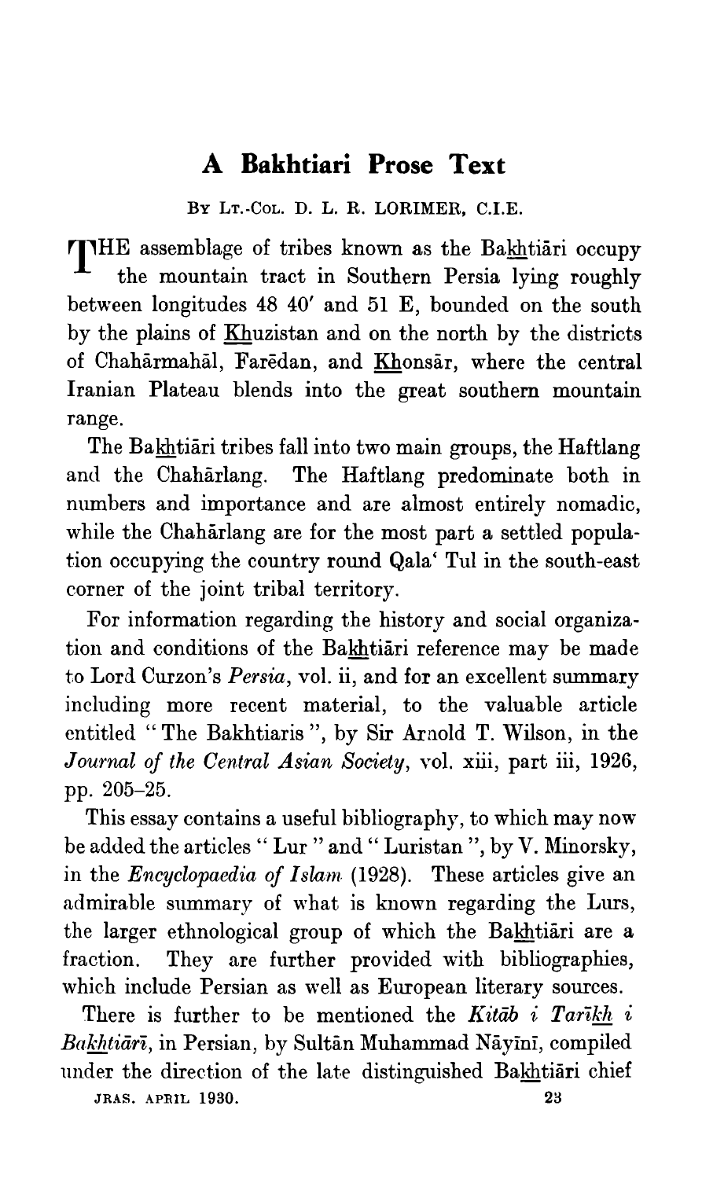# A Bakhtiari Prose Text

BY LT.-COL. D. L. R. LORIMER, C.I.E.

THE assemblage of tribes known as the Bakhtiāri occupy the mountain tract in Southern Persia lying roughly between longitudes 48 40′ and 51 E, bounded on the south by the plains of Khuzistan and on the north by the districts of Chahārmahāl, Farēdan, and Khonsār, where the central Iranian Plateau blends into the great southern mountain range.

The Bakhtiāri tribes fall into two main groups, the Haftlang and the Chahārlang. The Haftlang predominate both in numbers and importance and are almost entirely nomadic, while the Chahārlang are for the most part a settled population occupying the country round Qala' Tul in the south-east corner of the joint tribal territory.

For information regarding the history and social organization and conditions of the Bakhtiāri reference may be made to Lord Curzon's *Persia*, vol. ii, and for an excellent summary including more recent material, to the valuable article entitled "The Bakhtiaris", by Sir Arnold T. Wilson, in the *Journal of the Central Asian Society*, vol. xiii, part iii, 1926, pp. 205–25.

This essay contains a useful bibliography, to which may now be added the articles "Lur" and "Luristan", by V. Minorsky, in the *Encyclopaedia of Islam* (1928). These articles give an admirable summary of what is known regarding the Lurs, the larger ethnological group of which the Bakhtiāri are a fraction. They are further provided with bibliographies, which include Persian as well as European literary sources.

There is further to be mentioned the *Kitāb i Tarīkh i Bakhtiārī*, in Persian, by Sultān Muhammad Nāyīnī, compiled under the direction of the late distinguished Bakhtiāri chief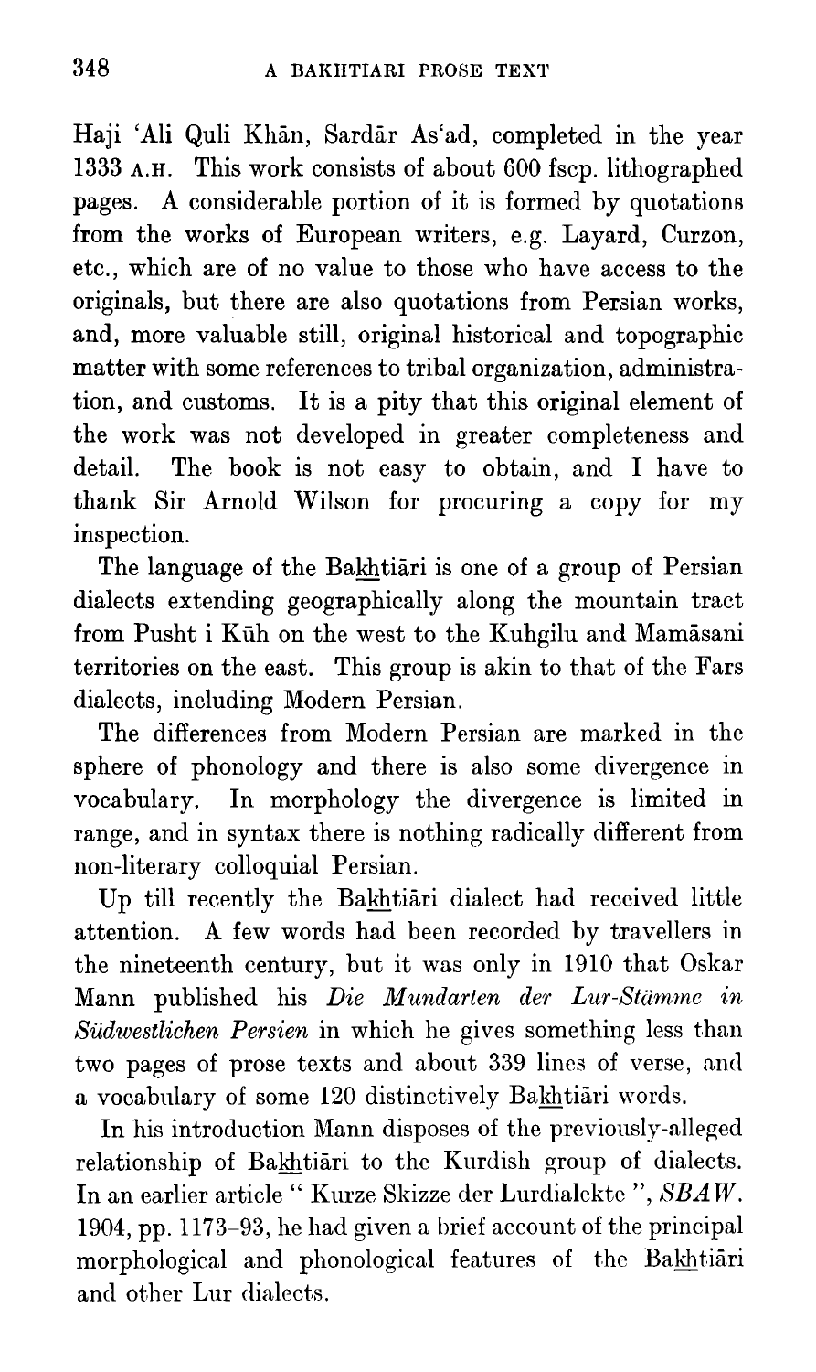Haji 'Ali Quli Khān, Sardār As'ad, completed in the year 1333 A.H. This work consists of about 600 fscp. lithographed pages. A considerable portion of it is formed by quotations from the works of European writers, e.g. Layard, Curzon, etc., which are of no value to those who have access to the originals, but there are also quotations from Persian works, and, more valuable still, original historical and topographic matter with some references to tribal organization, administration, and customs. It is a pity that this original element of the work was not developed in greater completeness and detail. The book is not easy to obtain, and I have to thank Sir Arnold Wilson for procuring a copy for my inspection.

The language of the Ba̲k̲h̲tiāri is one of a group of Persian dialects extending geographically along the mountain tract from Pusht i Kūh on the west to the Kuhgilu and Mamāsani territories on the east. This group is akin to that of the Fars dialects, including Modern Persian.

The differences from Modern Persian are marked in the sphere of phonology and there is also some divergence in vocabulary. In morphology the divergence is limited in range, and in syntax there is nothing radically different from non-literary colloquial Persian.

Up till recently the Ba̲k̲h̲tiāri dialect had received little attention. A few words had been recorded by travellers in the nineteenth century, but it was only in 1910 that Oskar Mann published his *Die Mundarten der Lur-Stämme in Südwestlichen Persien* in which he gives something less than two pages of prose texts and about 339 lines of verse, and a vocabulary of some 120 distinctively Ba̲k̲h̲tiāri words.

In his introduction Mann disposes of the previously-alleged relationship of Ba̲k̲h̲tiāri to the Kurdish group of dialects. In an earlier article " Kurze Skizze der Lurdialekte ", *SBAW*. 1904, pp. 1173–93, he had given a brief account of the principal morphological and phonological features of the Ba̲k̲h̲tiāri and other Lur dialects.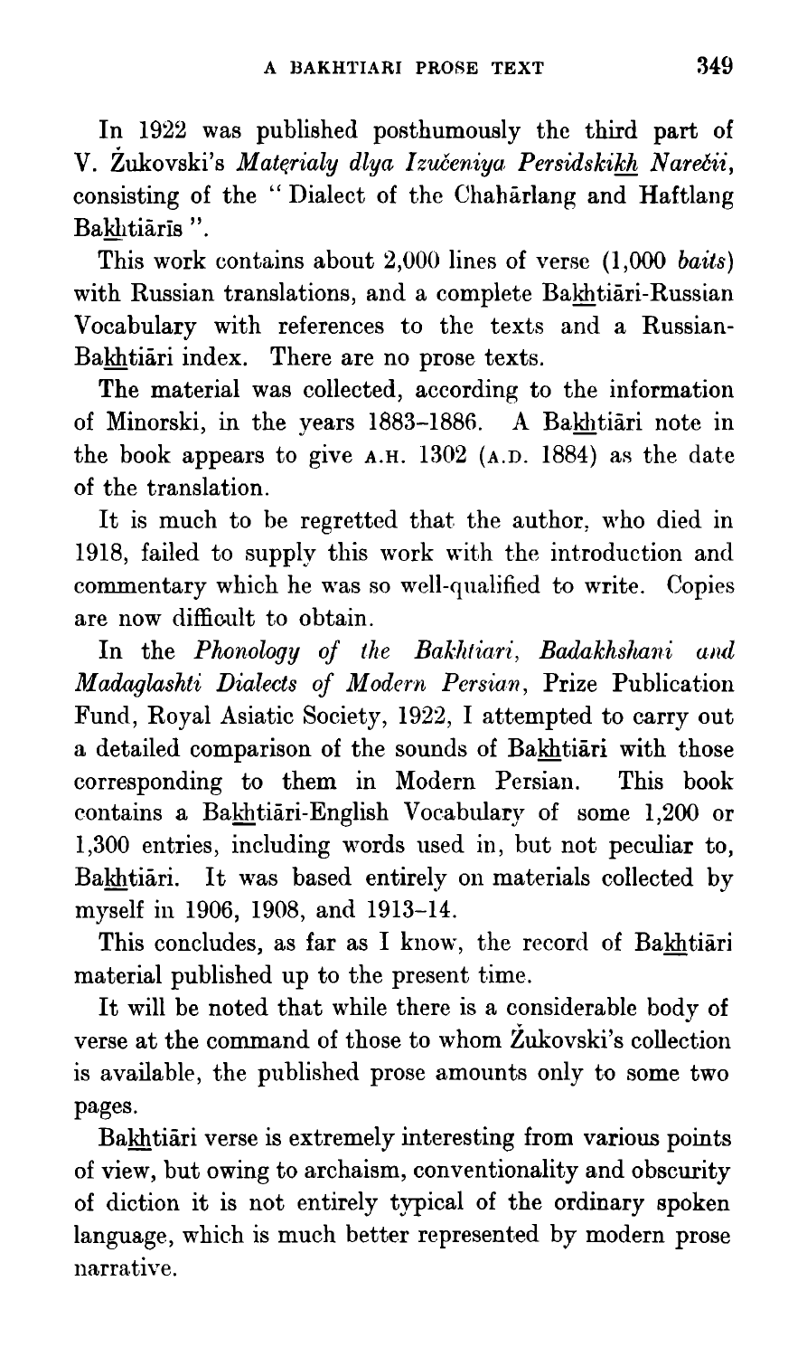In 1922 was published posthumously the third part of V. Žukovski's *Materialy dlya Izučeniya Persidskikh Narečii*, consisting of the "Dialect of the Chahārlang and Haftlang Bakhtiārīs".

This work contains about 2,000 lines of verse (1,000 *baits*) with Russian translations, and a complete Bakhtiāri-Russian Vocabulary with references to the texts and a Russian-Bakhtiāri index. There are no prose texts.

The material was collected, according to the information of Minorski, in the years 1883–1886. A Bakhtiāri note in the book appears to give A.H. 1302 (A.D. 1884) as the date of the translation.

It is much to be regretted that the author, who died in 1918, failed to supply this work with the introduction and commentary which he was so well-qualified to write. Copies are now difficult to obtain.

In the *Phonology of the Bakhtiari, Badakhshani and Madaglashti Dialects of Modern Persian*, Prize Publication Fund, Royal Asiatic Society, 1922, I attempted to carry out a detailed comparison of the sounds of Bakhtiāri with those corresponding to them in Modern Persian. This book contains a Bakhtiāri-English Vocabulary of some 1,200 or 1,300 entries, including words used in, but not peculiar to, Bakhtiāri. It was based entirely on materials collected by myself in 1906, 1908, and 1913–14.

This concludes, as far as I know, the record of Bakhtiāri material published up to the present time.

It will be noted that while there is a considerable body of verse at the command of those to whom Žukovski's collection is available, the published prose amounts only to some two pages.

Bakhtiāri verse is extremely interesting from various points of view, but owing to archaism, conventionality and obscurity of diction it is not entirely typical of the ordinary spoken language, which is much better represented by modern prose narrative.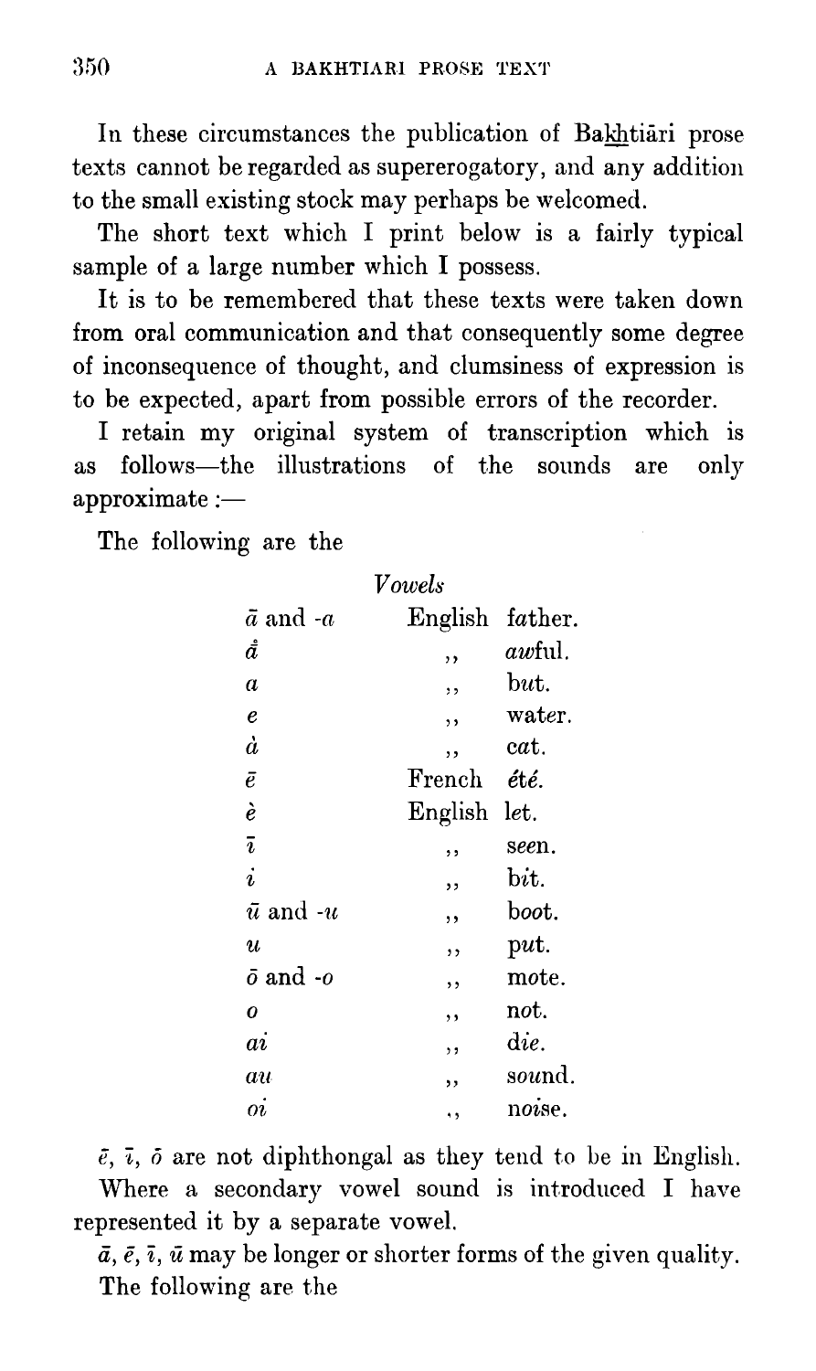In these circumstances the publication of Ba<u>kh</u>tiāri prose texts cannot be regarded as supererogatory, and any addition to the small existing stock may perhaps be welcomed.

The short text which I print below is a fairly typical sample of a large number which I possess.

It is to be remembered that these texts were taken down from oral communication and that consequently some degree of inconsequence of thought, and clumsiness of expression is to be expected, apart from possible errors of the recorder.

I retain my original system of transcription which is as follows—the illustrations of the sounds are only approximate :—

The following are the

*Vowels*

| | | |
|---|---|---|
| *ā* and *-a* | English | f*a*ther. |
| *å̄* | ,, | *aw*ful. |
| *a* | ,, | b*u*t. |
| *e* | ,, | wat*e*r. |
| *à* | ,, | c*a*t. |
| *ē* | French | *é*t*é*. |
| *è* | English | l*e*t. |
| *ī* | ,, | s*ee*n. |
| *i* | ,, | b*i*t. |
| *ū* and *-u* | ,, | b*oo*t. |
| *u* | ,, | p*u*t. |
| *ō* and *-o* | ,, | m*o*te. |
| *o* | ,, | n*o*t. |
| *ai* | ,, | d*ie*. |
| *au* | ,, | s*ou*nd. |
| *oi* | ,, | n*oi*se. |

*ē*, *ī*, *ō* are not diphthongal as they tend to be in English.

Where a secondary vowel sound is introduced I have represented it by a separate vowel.

*ā*, *ē*, *ī*, *ū* may be longer or shorter forms of the given quality.

The following are the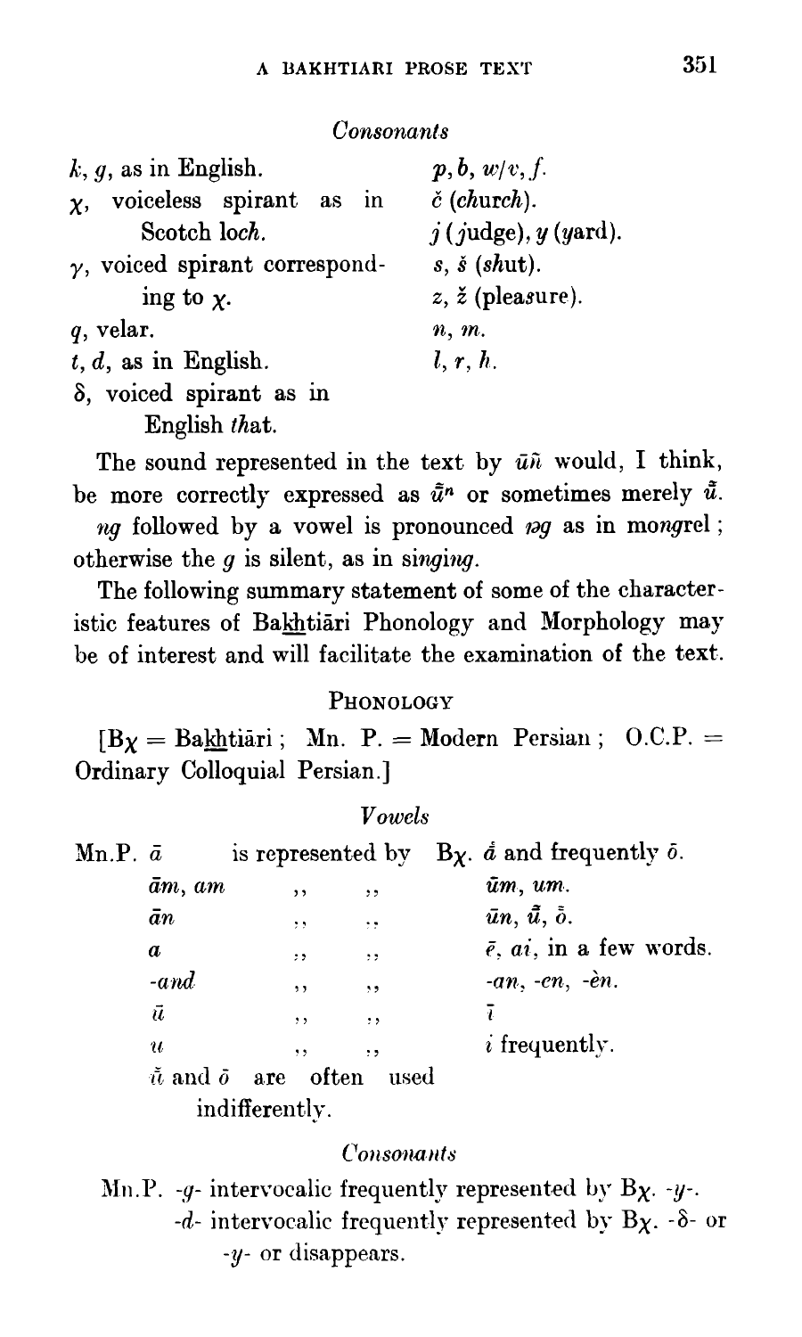### *Consonants*

| | |
|---|---|
| *k*, *g*, as in English. | *p*, *b*, *w*/*v*, *f*. |
| χ, voiceless spirant as in Scotch lo*ch*. | *č* (*ch*urch). |
| γ, voiced spirant corresponding to χ. | *j* (*j*udge), *y* (*y*ard). |
| *q*, velar. | *s*, *š* (*sh*ut). |
| *t*, *d*, as in English. | *z*, *ž* (plea*s*ure). |
| δ, voiced spirant as in English *th*at. | *n*, *m*. |
| | *l*, *r*, *h*. |

The sound represented in the text by *ūñ* would, I think, be more correctly expressed as *ū̃ⁿ* or sometimes merely *ū̃*.

*ng* followed by a vowel is pronounced *ŋg* as in mo*ng*rel; otherwise the *g* is silent, as in si*ng*i*ng*.

The following summary statement of some of the characteristic features of Ba<u>kh</u>tiāri Phonology and Morphology may be of interest and will facilitate the examination of the text.

## Phonology

[Bχ = Ba<u>kh</u>tiāri; Mn. P. = Modern Persian; O.C.P. = Ordinary Colloquial Persian.]

### *Vowels*

| | | | |
|---|---|---|---|
| Mn.P. *ā* | is represented by | Bχ. | *å* and frequently *ō*. |
| *ām*, *am* | ,, | ,, | *ūm*, *um*. |
| *ān* | ,, | ,, | *ūn*, *ū̃*, *ō̃*. |
| *a* | ,, | ,, | *ē*, *ai*, in a few words. |
| *-and* | ,, | ,, | *-an*, *-en*, *-èn*. |
| *ū* | ,, | ,, | *ī* |
| *u* | ,, | ,, | *i* frequently. |
| *ū* and *ō* are often used indifferently. | | | |

### *Consonants*

Mn.P. *-g-* intervocalic frequently represented by Bχ. *-y-*.
*-d-* intervocalic frequently represented by Bχ. *-δ-* or *-y-* or disappears.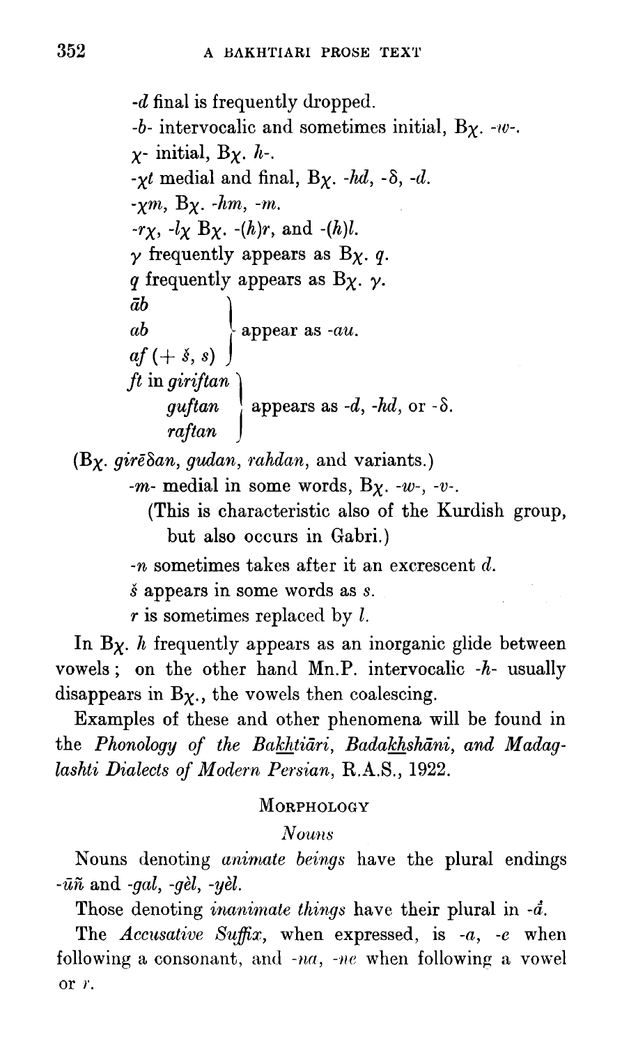-*d* final is frequently dropped.

-*b*- intervocalic and sometimes initial, Bχ. -*w*-.

χ- initial, Bχ. *h*-.

-χ*t* medial and final, Bχ. -*hd*, -δ, -*d*.

-χ*m*, Bχ. -*hm*, -*m*.

-*r*χ, -*l*χ Bχ. -(*h*)*r*, and -(*h*)*l*.

γ frequently appears as Bχ. *q*.

*q* frequently appears as Bχ. γ.

*āb*, *ab*, *af* (+ *ś*, *s*) } appear as -*au*.

*ft* in *giriftan*, *guftan*, *raftan* } appears as -*d*, -*hd*, or -δ.

(Bχ. *girēδan*, *gudan*, *rahdan*, and variants.)

-*m*- medial in some words, Bχ. -*w*-, -*v*-.

(This is characteristic also of the Kurdish group, but also occurs in Gabri.)

-*n* sometimes takes after it an excrescent *d*.

*ś* appears in some words as *s*.

*r* is sometimes replaced by *l*.

In Bχ. *h* frequently appears as an inorganic glide between vowels; on the other hand Mn.P. intervocalic -*h*- usually disappears in Bχ., the vowels then coalescing.

Examples of these and other phenomena will be found in the *Phonology of the Bakhtiāri, Badakhshāni, and Madaglashti Dialects of Modern Persian*, R.A.S., 1922.

## Morphology

### *Nouns*

Nouns denoting *animate beings* have the plural endings -*ūñ* and -*gal*, -*gèl*, -*yèl*.

Those denoting *inanimate things* have their plural in -*ȧ*.

The *Accusative Suffix*, when expressed, is -*a*, -*e* when following a consonant, and -*na*, -*ne* when following a vowel or *r*.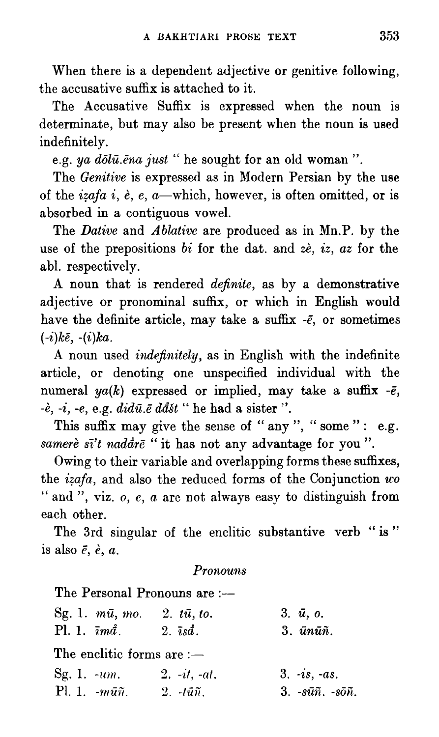When there is a dependent adjective or genitive following, the accusative suffix is attached to it.

The Accusative Suffix is expressed when the noun is determinate, but may also be present when the noun is used indefinitely.

e.g. *ya dōlū.ēna just* " he sought for an old woman ".

The *Genitive* is expressed as in Modern Persian by the use of the *iẓafa i, è, e, a*—which, however, is often omitted, or is absorbed in a contiguous vowel.

The *Dative* and *Ablative* are produced as in Mn.P. by the use of the prepositions *bi* for the dat. and *zè, iz, az* for the abl. respectively.

A noun that is rendered *definite*, as by a demonstrative adjective or pronominal suffix, or which in English would have the definite article, may take a suffix *-ē*, or sometimes *(-i)kē, -(i)ka.*

A noun used *indefinitely*, as in English with the indefinite article, or denoting one unspecified individual with the numeral *ya(k)* expressed or implied, may take a suffix *-ē, -è, -i, -e*, e.g. *didū.ē dåšt* " he had a sister ".

This suffix may give the sense of " any ", " some " : e.g. *samerè sī't naddårē* " it has not any advantage for you ".

Owing to their variable and overlapping forms these suffixes, the *iẓafa*, and also the reduced forms of the Conjunction *wo* " and ", viz. *o, e, a* are not always easy to distinguish from each other.

The 3rd singular of the enclitic substantive verb " is " is also *ē, è, a*.

### *Pronouns*

The Personal Pronouns are :—

| | | |
|---|---|---|
| Sg. 1. *mū, mo.* | 2. *tū, to.* | 3. *ū, o.* |
| Pl. 1. *īmå.* | 2. *īså.* | 3. *ūnūñ.* |

The enclitic forms are :—

| | | |
|---|---|---|
| Sg. 1. *-um.* | 2. *-it, -at.* | 3. *-is, -as.* |
| Pl. 1. *-mūñ.* | 2. *-tūñ.* | 3. *-sūñ. -sōñ.* |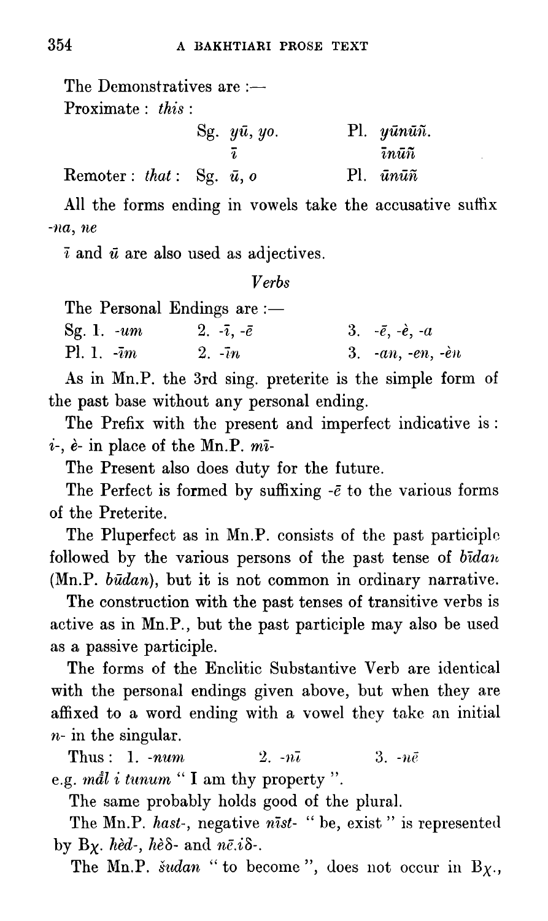The Demonstratives are :—

Proximate : *this* :

| | | |
|---|---|---|
| | Sg. *yū*, *yo*. | Pl. *yūnūñ*. |
| | *ī* | *īnūñ* |
| Remoter : *that* : | Sg. *ū*, *o* | Pl. *ūnūñ* |

All the forms ending in vowels take the accusative suffix *-na*, *ne*

*ī* and *ū* are also used as adjectives.

### *Verbs*

The Personal Endings are :—

| | | | |
|---|---|---|---|
| Sg. | 1. *-um* | 2. *-ī*, *-ē* | 3. *-ē*, *-è*, *-a* |
| Pl. | 1. *-īm* | 2. *-īn* | 3. *-an*, *-en*, *-èn* |

As in Mn.P. the 3rd sing. preterite is the simple form of the past base without any personal ending.

The Prefix with the present and imperfect indicative is : *i-*, *è-* in place of the Mn.P. *mī-*

The Present also does duty for the future.

The Perfect is formed by suffixing *-ē* to the various forms of the Preterite.

The Pluperfect as in Mn.P. consists of the past participle followed by the various persons of the past tense of *bīdan* (Mn.P. *būdan*), but it is not common in ordinary narrative.

The construction with the past tenses of transitive verbs is active as in Mn.P., but the past participle may also be used as a passive participle.

The forms of the Enclitic Substantive Verb are identical with the personal endings given above, but when they are affixed to a word ending with a vowel they take an initial *n-* in the singular.

Thus : 1. *-num* 2. *-nī* 3. *-nē*

e.g. *mål i tunum* " I am thy property ".

The same probably holds good of the plural.

The Mn.P. *hast-*, negative *nīst-* " be, exist " is represented by Bχ. *hèd-*, *hèδ-* and *nē.iδ-*.

The Mn.P. *šudan* " to become ", does not occur in Bχ.,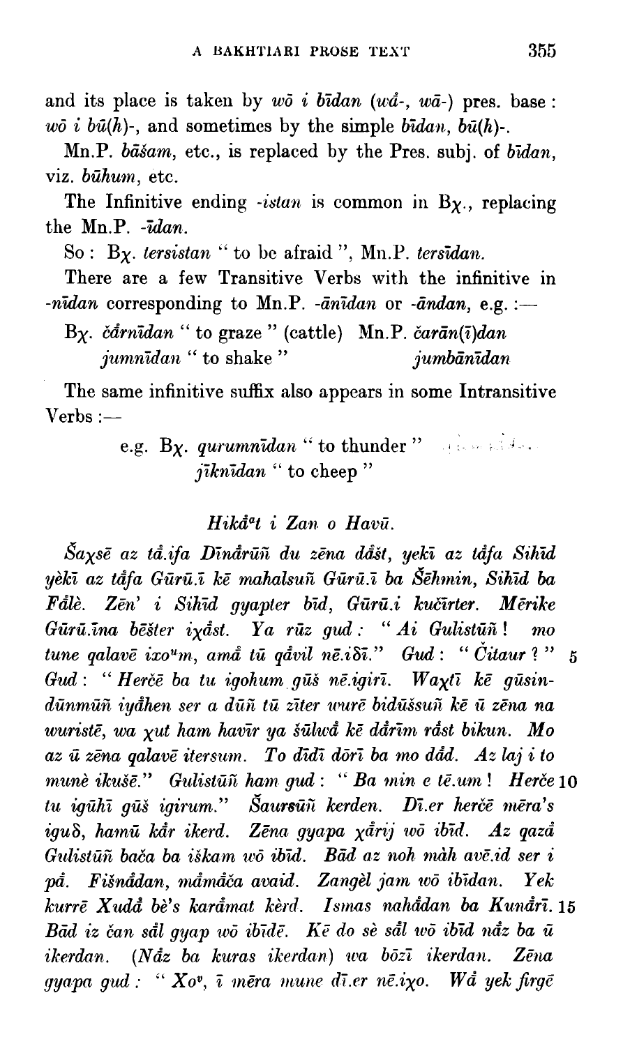and its place is taken by *wō i bīdan* (*wå-*, *wā-*) pres. base: *wō i bū(h)-*, and sometimes by the simple *bīdan*, *bū(h)-*.

Mn.P. *bāšam*, etc., is replaced by the Pres. subj. of *bīdan*, viz. *būhum*, etc.

The Infinitive ending *-istan* is common in Bχ., replacing the Mn.P. *-īdan*.

So: Bχ. *tersistan* "to be afraid", Mn.P. *tersīdan*.

There are a few Transitive Verbs with the infinitive in *-nīdan* corresponding to Mn.P. *-ānīdan* or *-āndan*, e.g.:—

Bχ. *čårnīdan* "to graze" (cattle) Mn.P. *čarān(ī)dan*
*jumnīdan* "to shake" *jumbānīdan*

The same infinitive suffix also appears in some Intransitive Verbs:—

e.g. Bχ. *qurumnīdan* "to thunder"
*jīknīdan* "to cheep"

### *Hikåᵃt i Zan o Havū.*

*Šaχsē az tå.ifa Dīnårūñ du zēna dåšt, yekī az tåfa Sihīd yèkī az tåfa Gūrū.ī kē mahalsuñ Gūrū.ī ba Šēhmin, Sihīd ba Fålè. Zēn' i Sihīd gyapter bīd, Gūrū.i kučirter. Mērike Gūrū.īna bēšter iχåst. Ya rūz gud: "Ai Gulistūñ! mo tune qalavē ixoᵘm, amå tū qåvil nē.iδī." Gud: "Čitaur?" Gud: "Herčē ba tu igohum gūš nē.igirī. Waχtī kē gūsindūnmūñ iyåhen ser a dūñ tū zīter wurē bidūšsuñ kē ū zēna na wuristē, wa χut ham havīr ya šūlwå kē dårīm råst bikun. Mo az ū zēna qalavē itersum. To dīdī dōrī ba mo dåd. Az laj i to munè ikušē." Gulistūñ ham gud: "Ba min e tē.um! Herče tu igūhī gūš igirum." Šaursūñ kerden. Dī.er herčē mēra's iguδ, hamū kår ikerd. Zēna gyapa χårij wō ibīd. Az qazå Gulistūñ bača ba iškam wō ibīd. Båd az noh màh avē.id ser i på. Fišnådan, måmåča avaid. Zangèl jam wō ibīdan. Yek kurrē Xudå bè's karåmat kèrd. Ismas nahådan ba Kunårī. Båd iz čan sål gyap wō ibīdē. Kē do sè sål wō ibīd nåz ba ū ikerdan. (Nåz ba kuras ikerdan) wa bōzī ikerdan. Zēna gyapa gud: "Xoᵛ, ī mēra mune dī.er nē.iχo. Wå yek firgē*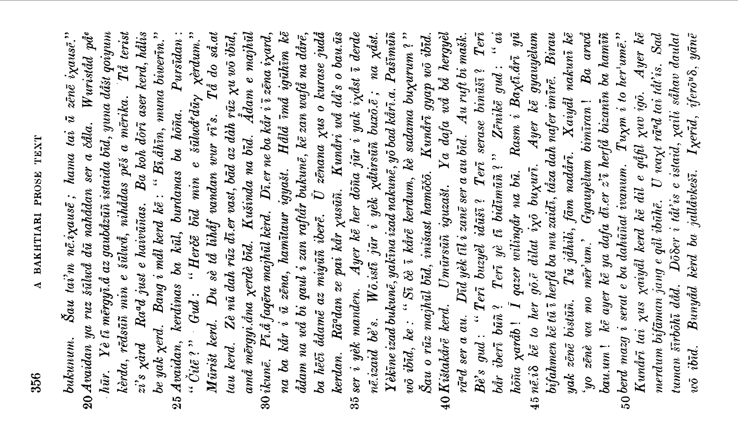bukunum. Šau tai'n nē.iχausē; hama tai ū zēnē iχausē."

20 Avaidan ya ruz šūlwā dū nahådan ser a čåla. Wuriståd pāᵉhūr. Yè tī mērgyī.å az gaubåzūñ istaida būd, yuna dåst goiyum kèrda, rēdsūñ min e šūlwå, nihådas pēš a mērika. Tå terist zi's χård Raᵃd just e haivūñas. Ba koh dōrī aser kerd, hålis be yak χerd. Bang i mål kerd kē: "Bī.åhīn, muna biwerīn."

25 Avaidan, kerdinas ba kūl, burdanas ba hōña. Pursīdan: "Čitē?" Gud: "Herčē būd min e šūlwå°dūy χèrdum." Mūrišt kerd. Du sè tå lihåf vandan wur rī's. Tå do så.at tau kerd. Zè nū dah rūz dī.er vast, bād az dåh rūz χu wō ibīd, amå mērgyi.åna χerdè būd. Kušinda na būd. Ådam e majhūl

30 ikunē. Pī.å faqēra majhūl kèrd. Dī.er ne ba kår i ī zēna iχard, na ba kår i ū zēna, hamītaur igyašt. Hålå īmå igūhīm kē ådam na wå bi qaul i zan raftår bukunē, kē zan wafå na dårē, ba hèčī ådamē az miyūñ iberē. Ū zēnana χus o kurase judå kerdan. Rāᵃdan ze pai kår χusūñ. Kundårī wå då's o bau.ūs

35 ser i yek manden. Ayer kē her dōña jūr i yak iχåst ī derde nē.izaid bè's. Wō.ištī jūr i yèk χåhrsūñ buzō.ē; na χåst. Pašīmūñ Yèkīne izad bukunē, yakīna izad nakunē, yō bad kåri.a. Pašīmūñ wō ibīd, ke: "Sī čè ī kårē kerdum, kè sadama buχurum?" Šau o rūz majhūl būd, inišast hamōčō. Kundårī gyap wō ibīd.

40 Kištakårē kerd. Umūrsūñ iguzašt. Ya dafa wå bå hergyèl rāᵃd ser a au. Dīd yèk tīl i zanē ser a au būd. Au ruft bi mašk. Bè's gud: "Terī buzyel idūšī? Terī serase binūšī? Terī bår iberī būñ? Terī yè tī bidīmūñ?" Zēnikē gud: "ai hōña χaråb! Ī qazer wilingår na bū. Rasm i Baχtī.årī yū

45 nē.iδ kē to her gō.ē dilat iχō buχurī. Ayer kē gyauyèlum bifahmen kē tū ī herfå ba mu zaidī, tåza dah nafer imīrē. Birau yak zēnē bistūñ. Tū jåhili, fām nadårī. Xaiyål nakunī kē 'yo zēnè wa mo mē'um.' Gyauyèlum bimīran! Ba arwå bau.um! kē ayer kē ya dafa dī.er z'ī herfå bizanīn ba hamīñ

50 berd mazg i serat e ba dahūñat ivanum. Tuχm i to her'umē." Kundårī tai χus χaiyål kerd kē dil e qåfil χuv igō. Ayer kē merdum bifåmen jang e qil ibūhē. U vaχt rāᵃd tai tåt'is. Sad tuman šīrbōhī dåd. Dōder i tåt'is e istaid, χaili såhav daulat wō ibīd. Bunyåd kèrd ba jallåvkešī. Iχerīᵈd, iferōᵘd, yānē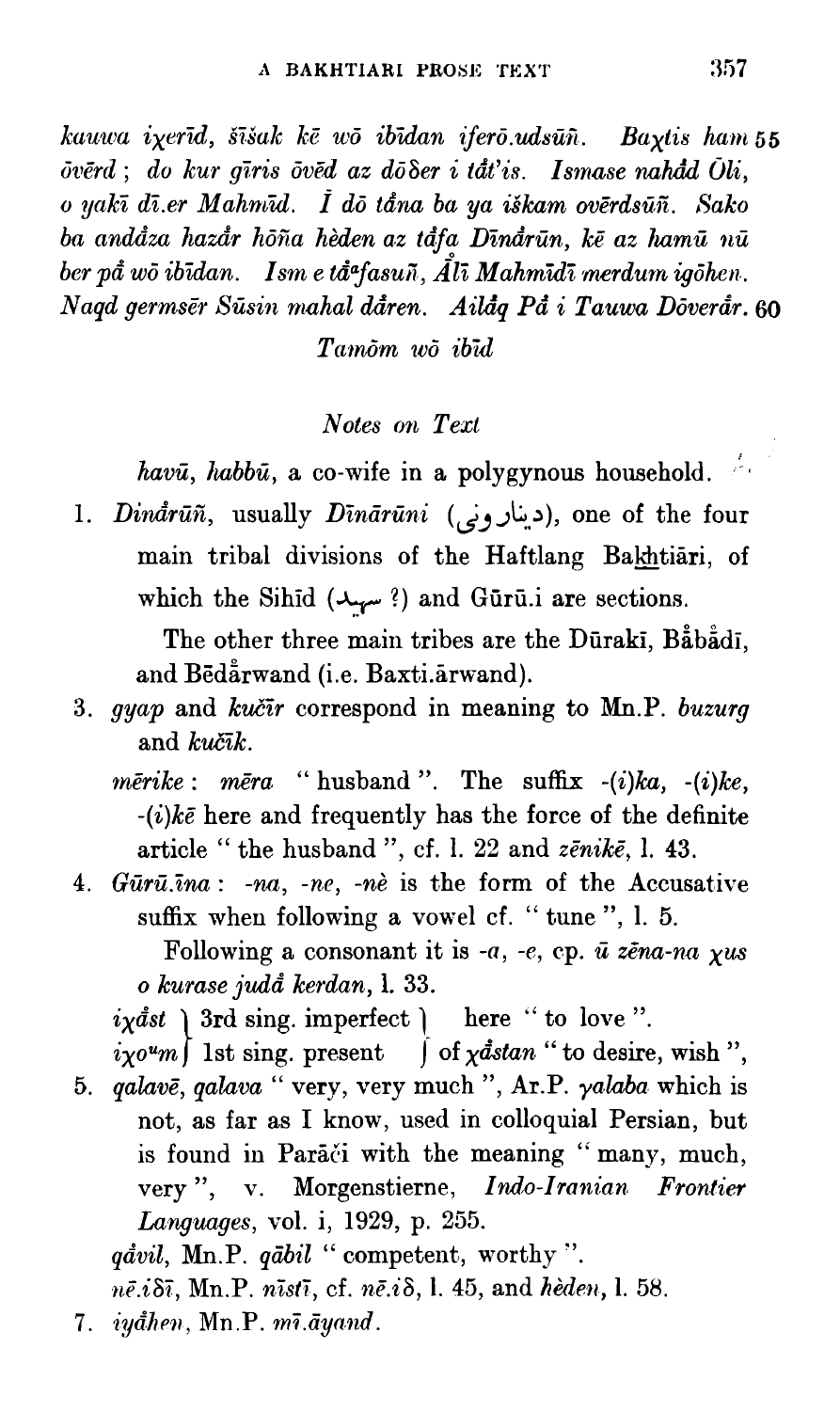*kauwa iχerīd, šīšak kē wō ibīdan iferō.udsūñ. Baχtis ham* 55
*ōvērd ; do kur gīris ōvēd az dōδer i tåt'is. Ismase nahåd Ōli,*
*o yakī dī.er Mahmīd. Ī dō tåna ba ya iškam ovērdsūñ. Sako*
*ba andåza hazår hōña hèden az tåfa Dīndårūn, kē az hamū nū*
*ber på wō ibīdan. Ism e tåªfasuñ, Ålī Mahmīdī merdum igōhen.*
*Naqd germsēr Sūsin mahal dåren. Ailåq På i Tauwa Dōverår.* 60

*Tamōm wō ibīd*

## *Notes on Text*

*havū*, *habbū*, a co-wife in a polygynous household.

1. *Dīndårūñ*, usually *Dīnārūni* (دیناروني), one of the four main tribal divisions of the Haftlang Bakhtiāri, of which the Sihīd (سهید ?) and Gūrū.i are sections.

   The other three main tribes are the Dūrakī, Båbådī, and Bēdårwand (i.e. Baxti.ārwand).

3. *gyap* and *kučīr* correspond in meaning to Mn.P. *buzurg* and *kučik*.

   *mērike* : *mēra* "husband". The suffix *-(i)ka*, *-(i)ke*, *-(i)kē* here and frequently has the force of the definite article "the husband", cf. l. 22 and *zēnikē*, l. 43.

4. *Gūrū.īna* : *-na*, *-ne*, *-nè* is the form of the Accusative suffix when following a vowel cf. "tune", l. 5.

   Following a consonant it is *-a*, *-e*, cp. *ū zēna-na χus o kurase judå kerdan*, l. 33.

   *iχåst* 3rd sing. imperfect, *iχoᵘm* 1st sing. present } of *χåstan* "to desire, wish", here "to love".

5. *qalavē*, *qalava* "very, very much", Ar.P. *γalaba* which is not, as far as I know, used in colloquial Persian, but is found in Parāči with the meaning "many, much, very", v. Morgenstierne, *Indo-Iranian Frontier Languages*, vol. i, 1929, p. 255.

   *qåvil*, Mn.P. *qābil* "competent, worthy".

   *nē.iδī*, Mn.P. *nīstī*, cf. *nē.iδ*, l. 45, and *hèden*, l. 58.

7. *iyåhen*, Mn.P. *mī.āyand*.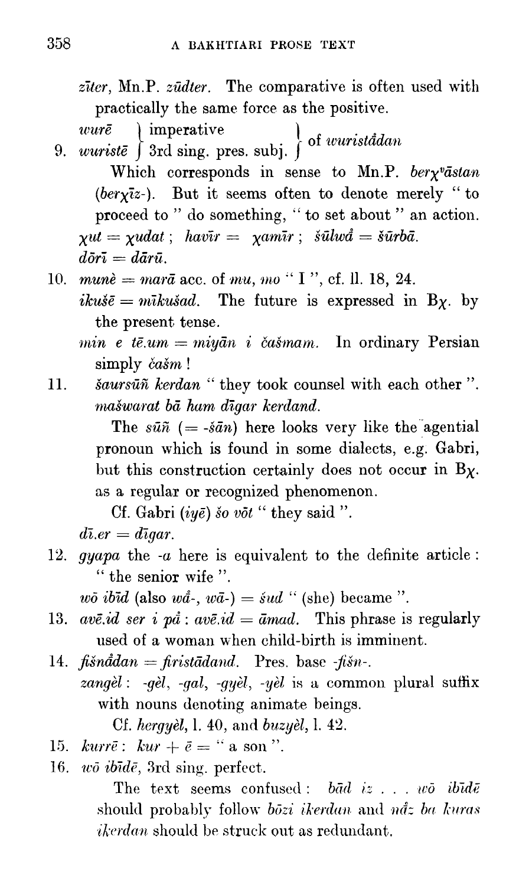*zīter*, Mn.P. *zūdter*. The comparative is often used with practically the same force as the positive.

9. *wurē* } imperative } of *wuristådan*
   *wuristē* } 3rd sing. pres. subj. }

   Which corresponds in sense to Mn.P. *berχᵛāstan* (*berχīz-*). But it seems often to denote merely "to proceed to" do something, "to set about" an action.

   *χut* = *χudat* ; *havīr* = *χamīr* ; *šūlwå* = *šūrbā*.

   *dōrī* = *dārū*.

10. *munè* = *marā* acc. of *mu*, *mo* "I", cf. ll. 18, 24.

    *ikušē* = *mīkušad*. The future is expressed in Bχ. by the present tense.

    *min e tē.um* = *miyān i čašmam*. In ordinary Persian simply *čašm* !

11. *šaursūñ kerdan* "they took counsel with each other". *mašwarat bā ham dīgar kerdand.*

    The *sūñ* (= *-šān*) here looks very like the agential pronoun which is found in some dialects, e.g. Gabri, but this construction certainly does not occur in Bχ. as a regular or recognized phenomenon.

    Cf. Gabri (*iyē*) *šo vōt* "they said".

    *dī.er* = *dīgar*.

12. *gyapa* the *-a* here is equivalent to the definite article : "the senior wife".

    *wō ibīd* (also *wå-*, *wā-*) = *šud* "(she) became".

13. *avē.id ser i på* : *avē.id* = *āmad*. This phrase is regularly used of a woman when child-birth is imminent.

14. *fišnådan* = *firistādand*. Pres. base *-fišn-*.

    *zangèl* : *-gèl*, *-gal*, *-gyèl*, *-yèl* is a common plural suffix with nouns denoting animate beings.

    Cf. *hergyèl*, l. 40, and *buzyèl*, l. 42.

15. *kurrē* : *kur* + *ē* = "a son".

16. *wō ibīdē*, 3rd sing. perfect.

    The text seems confused : *bād iz . . . wō ibīdē* should probably follow *bōzi ikerdan* and *nåz ba kuras ikerdan* should be struck out as redundant.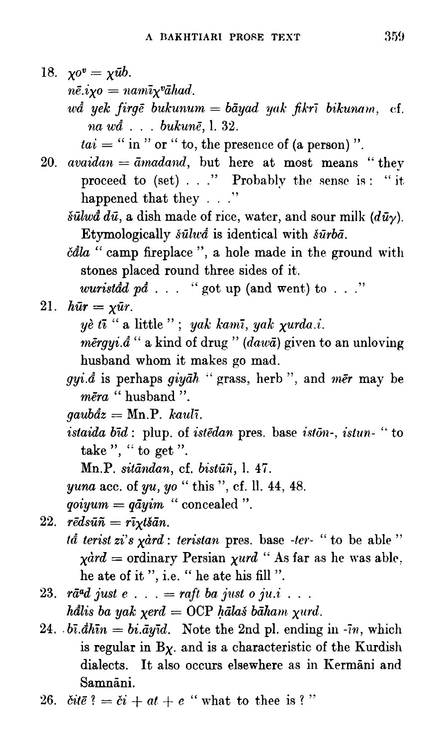18. *χo*[v] = *χūb*.

*nē.iχo* = *namīχ*[v]*āhad*.

*wå yek firgē bukunum* = *bāyad yak fikrī bikunam*, cf. *na wå . . . bukunē*, l. 32.

*tai* = " in " or " to, the presence of (a person) ".

20. *avaidan* = *āmadand*, but here at most means " they proceed to (set) . . ." Probably the sense is: " it happened that they . . ."

*šūlwå dū*, a dish made of rice, water, and sour milk (*dūγ*). Etymologically *šūlwå* is identical with *šūrbā*.

*čåla* " camp fireplace ", a hole made in the ground with stones placed round three sides of it.

*wuriståd på* . . . " got up (and went) to . . ."

21. *hūr* = *χūr*.

*yè tī* " a little "; *yak kamī*, *yak χurda.i*.

*mērgyi.å* " a kind of drug " (*dawā*) given to an unloving husband whom it makes go mad.

*gyi.å* is perhaps *giyāh* " grass, herb ", and *mēr* may be *mēra* " husband ".

*gaubåz* = Mn.P. *kaulī*.

*istaida bīd*: plup. of *istēdan* pres. base *istōn-*, *istun-* " to take ", " to get ".

Mn.P. *sitāndan*, cf. *bistūñ*, l. 47.

*yuna* acc. of *yu*, *yo* " this ", cf. ll. 44, 48.

*qoiyum* = *qāyim* " concealed ".

22. *rēdsūñ* = *rīχtšān*.

*tå terist zi's χàrd*: *teristan* pres. base *-ter-* " to be able " *χàrd* = ordinary Persian *χurd* " As far as he was able, he ate of it ", i.e. " he ate his fill ".

23. *rā*[a]*d just e* . . . = *raft ba just o ju.i* . . .

*hålis ba yak χerd* = OCP *ḥālaš bāham χurd*.

24. *bī.åhīn* = *bi.āyīd*. Note the 2nd pl. ending in *-īn*, which is regular in Bχ. and is a characteristic of the Kurdish dialects. It also occurs elsewhere as in Kermāni and Samnāni.

26. *čitē ?* = *či* + *at* + *e* " what to thee is ? "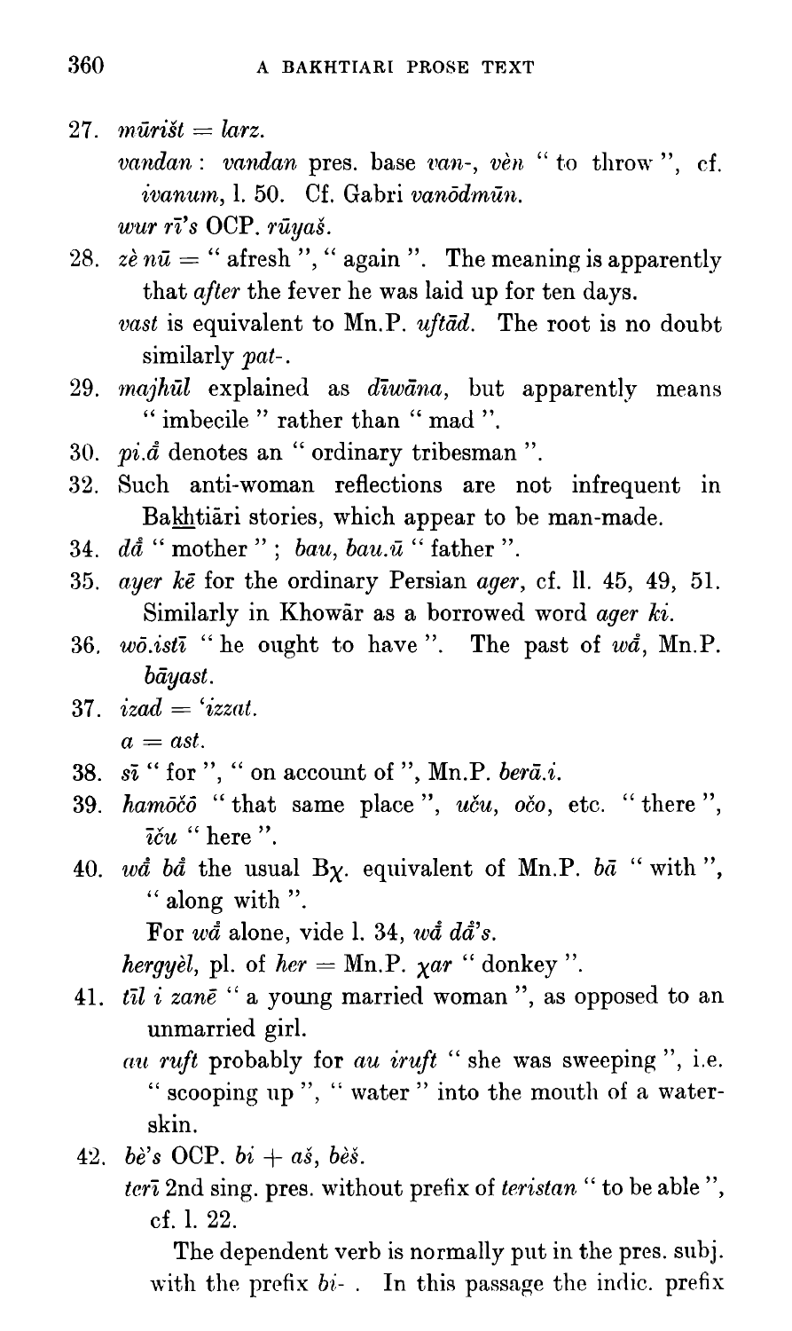27. *mūrišt* = *larz*.
   *vandan*: *vandan* pres. base *van-*, *vèn* " to throw ", cf. *ivanum*, l. 50. Cf. Gabri *vanōdmūn*.
   *wur rī's* OCP. *rūyaš*.
28. *zè nū* = " afresh ", " again ". The meaning is apparently that *after* the fever he was laid up for ten days.
   *vast* is equivalent to Mn.P. *uftād*. The root is no doubt similarly *pat-*.
29. *majhūl* explained as *dīwāna*, but apparently means " imbecile " rather than " mad ".
30. *pi.å* denotes an " ordinary tribesman ".
32. Such anti-woman reflections are not infrequent in Ba<u>kh</u>tiāri stories, which appear to be man-made.
34. *då* " mother " ; *bau*, *bau.ū* " father ".
35. *ayer kē* for the ordinary Persian *ager*, cf. ll. 45, 49, 51. Similarly in Khowār as a borrowed word *ager ki*.
36. *wō.istī* " he ought to have ". The past of *wå*, Mn.P. *bāyast*.
37. *izad* = *'izzat*.
   *a* = *ast*.
38. *sī* " for ", " on account of ", Mn.P. *berā.i*.
39. *hamōčō* " that same place ", *uču*, *očo*, etc. " there ", *īču* " here ".
40. *wå bå* the usual Bχ. equivalent of Mn.P. *bā* " with ", " along with ".
   For *wå* alone, vide l. 34, *wå då's*.
   *hergyèl*, pl. of *her* = Mn.P. *χar* " donkey ".
41. *tīl i zanē* " a young married woman ", as opposed to an unmarried girl.
   *au ruft* probably for *au iruft* " she was sweeping ", i.e. " scooping up ", " water " into the mouth of a water-skin.
42. *bè's* OCP. *bi* + *aš*, *bèš*.
   *terī* 2nd sing. pres. without prefix of *teristan* " to be able ", cf. l. 22.

   The dependent verb is normally put in the pres. subj. with the prefix *bi-* . In this passage the indic. prefix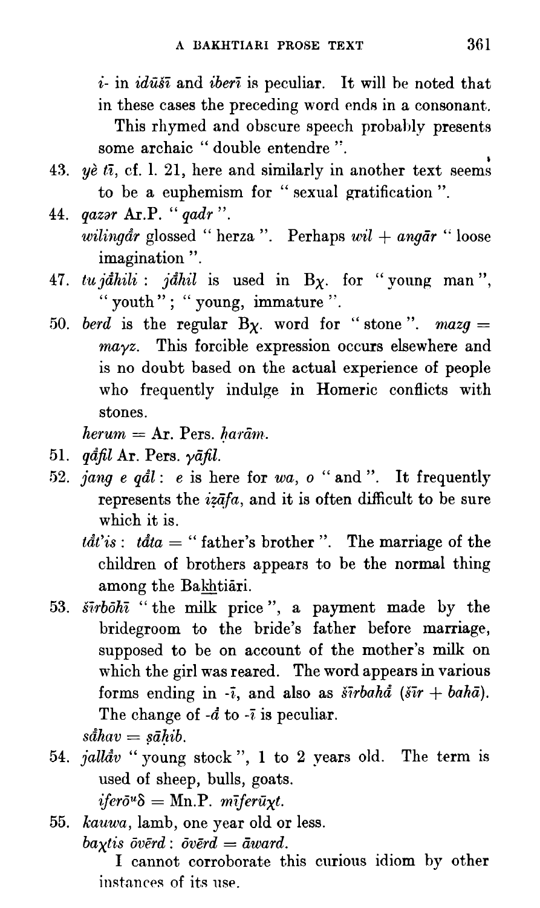*i-* in *idūšī* and *iberī* is peculiar. It will be noted that in these cases the preceding word ends in a consonant.

This rhymed and obscure speech probably presents some archaic "double entendre".

43. *yè tī*, cf. l. 21, here and similarly in another text seems to be a euphemism for "sexual gratification".
44. *qazər* Ar.P. "*qadr*".
 *wilingå̊r* glossed "herza". Perhaps *wil* + *angār* "loose imagination".
47. *tu jå̊hili* : *jå̊hil* is used in Bχ. for "young man", "youth"; "young, immature".
50. *berd* is the regular Bχ. word for "stone". *mazg* = *maγz*. This forcible expression occurs elsewhere and is no doubt based on the actual experience of people who frequently indulge in Homeric conflicts with stones.
 *herum* = Ar. Pers. *ḥarām*.
51. *qå̊fil* Ar. Pers. *γāfil*.
52. *jang e qå̊l* : *e* is here for *wa*, *o* "and". It frequently represents the *iẓāfa*, and it is often difficult to be sure which it is.
 *tå̊t'is* : *tå̊ta* = "father's brother". The marriage of the children of brothers appears to be the normal thing among the Bakhtiāri.
53. *šīrbōhī* "the milk price", a payment made by the bridegroom to the bride's father before marriage, supposed to be on account of the mother's milk on which the girl was reared. The word appears in various forms ending in *-ī*, and also as *šīrbahå̊* (*šīr* + *bahā*). The change of *-å̊* to *-ī* is peculiar.
 *så̊hav* = *ṣāḥib*.
54. *jallå̊v* "young stock", 1 to 2 years old. The term is used of sheep, bulls, goats.
 *iferōᵘδ* = Mn.P. *mīferūχt*.
55. *kauwa*, lamb, one year old or less.
 *baχtis ōvērd* : *ōvērd* = *āward*.
 I cannot corroborate this curious idiom by other instances of its use.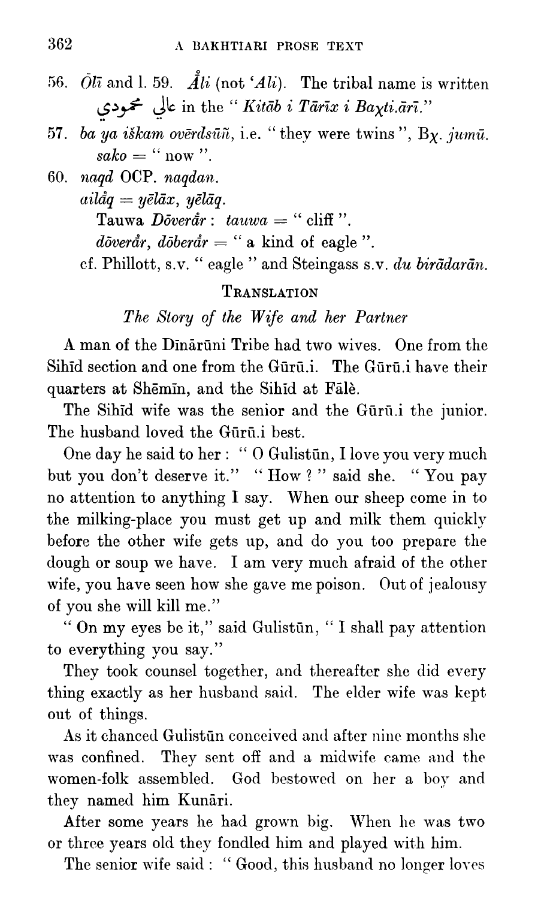56. *Ōlī* and l. 59. *Ål̊i* (not *'Ali*). The tribal name is written عالی محمودی in the "*Kitāb i Tārīx i Baχti.ārī.*"

57. *ba ya iškam ovērdsūñ*, i.e. "they were twins", Bχ. *jumū*. *sako* = "now".

60. *naqd* OCP. *naqdan*.
 *ailåq* = *yēlāx*, *yēlāq*.
 Tauwa *Dōverår*: *tauwa* = "cliff".
 *dōverår*, *dōberår* = "a kind of eagle".
 cf. Phillott, s.v. "eagle" and Steingass s.v. *du birādarān*.

## Translation

### *The Story of the Wife and her Partner*

A man of the Dīnārūni Tribe had two wives. One from the Sihīd section and one from the Gūrū.i. The Gūrū.i have their quarters at Shēmīn, and the Sihīd at Fālè.

The Sihīd wife was the senior and the Gūrū.i the junior. The husband loved the Gūrū.i best.

One day he said to her: "O Gulistūn, I love you very much but you don't deserve it." "How?" said she. "You pay no attention to anything I say. When our sheep come in to the milking-place you must get up and milk them quickly before the other wife gets up, and do you too prepare the dough or soup we have. I am very much afraid of the other wife, you have seen how she gave me poison. Out of jealousy of you she will kill me."

"On my eyes be it," said Gulistūn, "I shall pay attention to everything you say."

They took counsel together, and thereafter she did every thing exactly as her husband said. The elder wife was kept out of things.

As it chanced Gulistūn conceived and after nine months she was confined. They sent off and a midwife came and the women-folk assembled. God bestowed on her a boy and they named him Kunāri.

After some years he had grown big. When he was two or three years old they fondled him and played with him.

The senior wife said: "Good, this husband no longer loves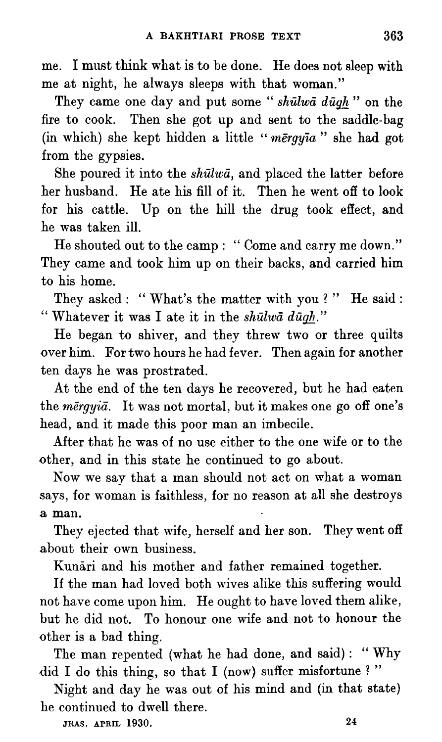me. I must think what is to be done. He does not sleep with me at night, he always sleeps with that woman."

They came one day and put some "*shūlwā dūgh*" on the fire to cook. Then she got up and sent to the saddle-bag (in which) she kept hidden a little "*mērgyīa*" she had got from the gypsies.

She poured it into the *shūlwā*, and placed the latter before her husband. He ate his fill of it. Then he went off to look for his cattle. Up on the hill the drug took effect, and he was taken ill.

He shouted out to the camp : "Come and carry me down." They came and took him up on their backs, and carried him to his home.

They asked : "What's the matter with you ?" He said : "Whatever it was I ate it in the *shūlwā dūgh*."

He began to shiver, and they threw two or three quilts over him. For two hours he had fever. Then again for another ten days he was prostrated.

At the end of the ten days he recovered, but he had eaten the *mērgyiā*. It was not mortal, but it makes one go off one's head, and it made this poor man an imbecile.

After that he was of no use either to the one wife or to the other, and in this state he continued to go about.

Now we say that a man should not act on what a woman says, for woman is faithless, for no reason at all she destroys a man.

They ejected that wife, herself and her son. They went off about their own business.

Kunāri and his mother and father remained together.

If the man had loved both wives alike this suffering would not have come upon him. He ought to have loved them alike, but he did not. To honour one wife and not to honour the other is a bad thing.

The man repented (what he had done, and said) : "Why did I do this thing, so that I (now) suffer misfortune ?"

Night and day he was out of his mind and (in that state) he continued to dwell there.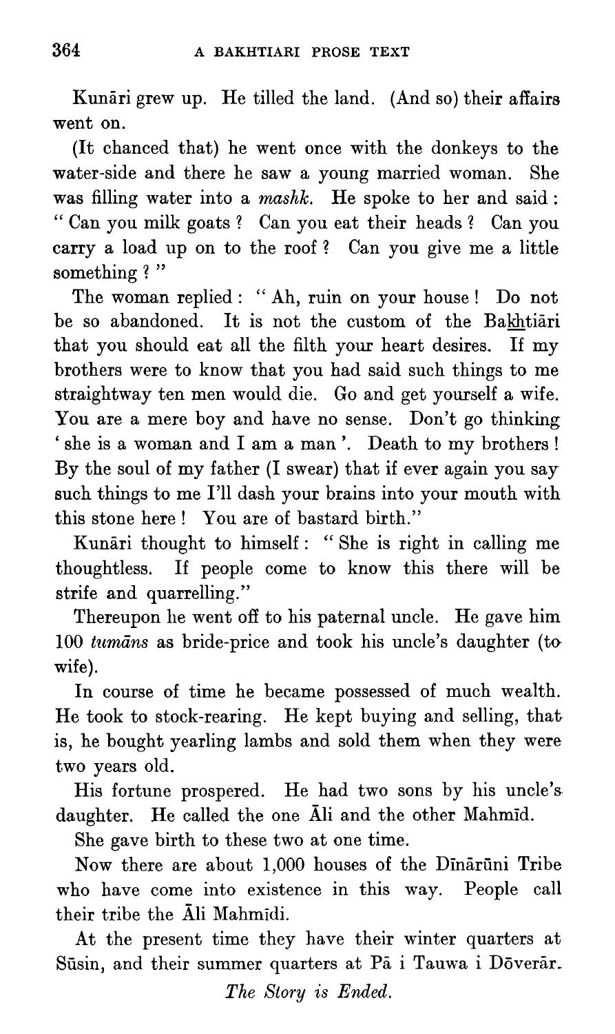Kunāri grew up. He tilled the land. (And so) their affairs went on.

(It chanced that) he went once with the donkeys to the water-side and there he saw a young married woman. She was filling water into a *mashk*. He spoke to her and said: " Can you milk goats ? Can you eat their heads ? Can you carry a load up on to the roof ? Can you give me a little something ? "

The woman replied : " Ah, ruin on your house ! Do not be so abandoned. It is not the custom of the Ba<u>kh</u>tiāri that you should eat all the filth your heart desires. If my brothers were to know that you had said such things to me straightway ten men would die. Go and get yourself a wife. You are a mere boy and have no sense. Don't go thinking ' she is a woman and I am a man '. Death to my brothers ! By the soul of my father (I swear) that if ever again you say such things to me I'll dash your brains into your mouth with this stone here ! You are of bastard birth."

Kunāri thought to himself : " She is right in calling me thoughtless. If people come to know this there will be strife and quarrelling."

Thereupon he went off to his paternal uncle. He gave him 100 *tumāns* as bride-price and took his uncle's daughter (to wife).

In course of time he became possessed of much wealth. He took to stock-rearing. He kept buying and selling, that is, he bought yearling lambs and sold them when they were two years old.

His fortune prospered. He had two sons by his uncle's daughter. He called the one Āli and the other Mahmīd.

She gave birth to these two at one time.

Now there are about 1,000 houses of the Dīnārūni Tribe who have come into existence in this way. People call their tribe the Āli Mahmīdi.

At the present time they have their winter quarters at Sūsin, and their summer quarters at Pā i Tauwa i Dōverār.

*The Story is Ended.*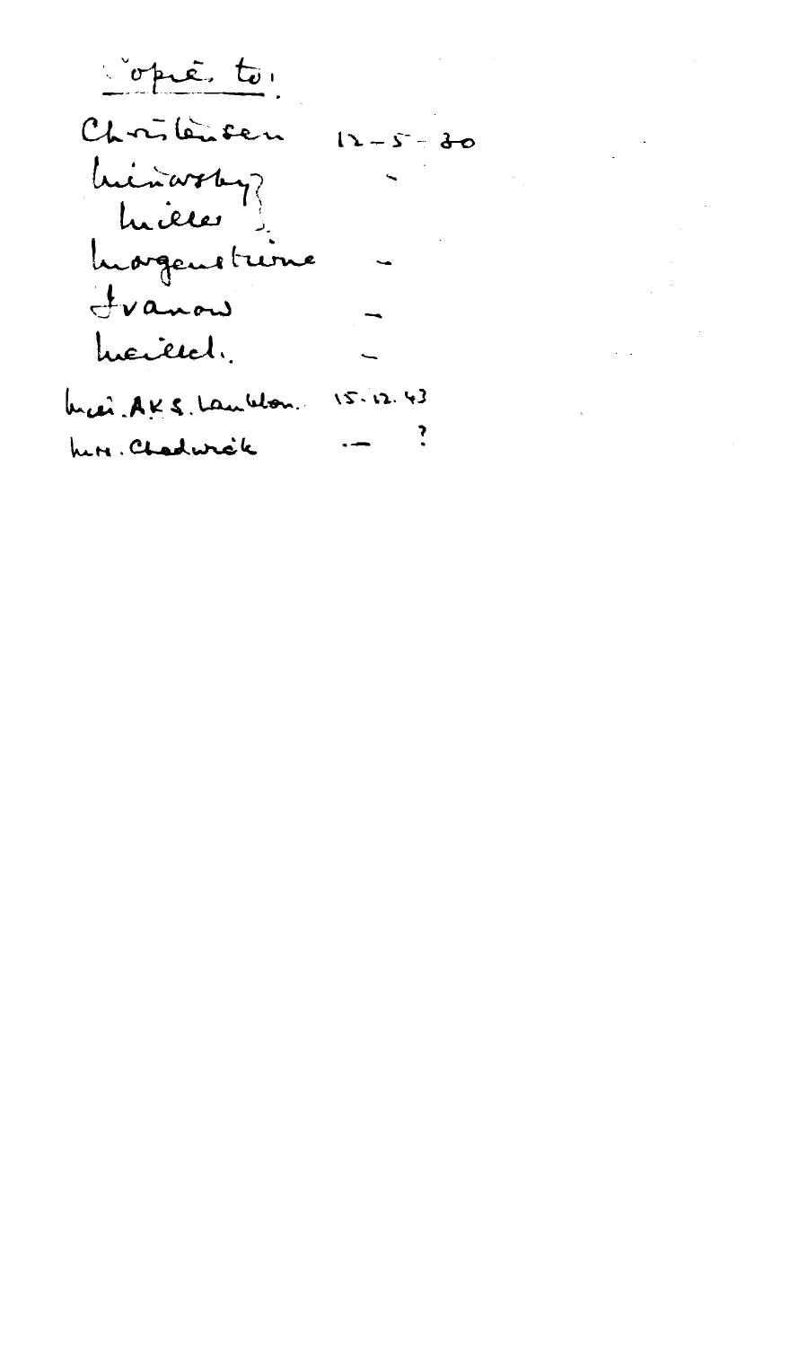Copie, to:

Christensen 12-5-30

Minorsky }
Miller }

Morgenstierne –

Ivanow –

Meillet. –

Mr. AKS. Lambton. 15.12.43

Mr. Chadwick — ?